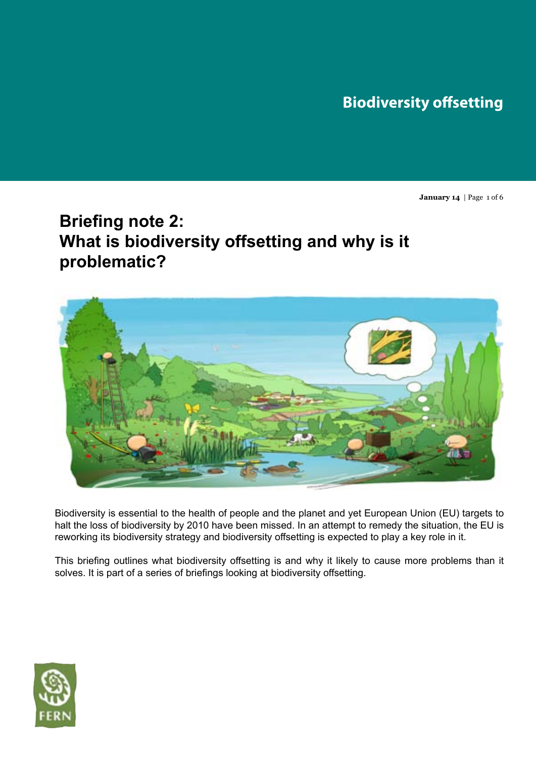Biodiversity offsetting

# Briefing note 2: What is biodiversity offsetting and why is it problematic?

Biodiversity is essential to the health of people and the planet and yet European Union (EU) targets to halt the loss of biodiversity by 2010 have been missed. In an attempt to remedy the situation, the EU is reworking its biodiversity strategy and biodiversity offsetting is expected to play a key role in it.

This briefing outlines what biodiversity offsetting is and why it likely to cause more problems than it solves. It is part of a series of briefings looking at biodiversity offsetting.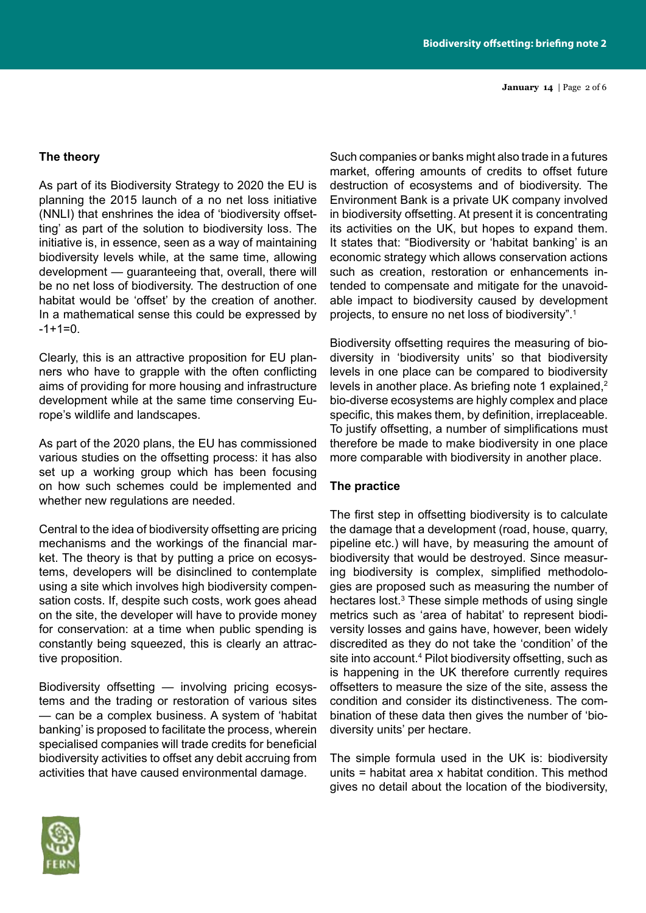## The theory

As part of its Biodiversity Strategy to 2020 the EU is planning the 2015 launch of a no net loss initiative (NNLI) that enshrines the idea of 'biodiversity offsetting' as part of the solution to biodiversity loss. The initiative is, in essence, seen as a way of maintaining biodiversity levels while, at the same time, allowing development — guaranteeing that, overall, there will be no net loss of biodiversity. The destruction of one habitat would be 'offset' by the creation of another. In a mathematical sense this could be expressed by -1+1=0.

Clearly, this is an attractive proposition for EU planners who have to grapple with the often conflicting aims of providing for more housing and infrastructure development while at the same time conserving Europe's wildlife and landscapes.

As part of the 2020 plans, the EU has commissioned various studies on the offsetting process: it has also set up a working group which has been focusing on how such schemes could be implemented and whether new regulations are needed.

Central to the idea of biodiversity offsetting are pricing mechanisms and the workings of the financial market. The theory is that by putting a price on ecosystems, developers will be disinclined to contemplate using a site which involves high biodiversity compensation costs. If, despite such costs, work goes ahead on the site, the developer will have to provide money for conservation: at a time when public spending is constantly being squeezed, this is clearly an attractive proposition.

Biodiversity offsetting — involving pricing ecosystems and the trading or restoration of various sites — can be a complex business. A system of 'habitat banking' is proposed to facilitate the process, wherein specialised companies will trade credits for beneficial biodiversity activities to offset any debit accruing from activities that have caused environmental damage.

Such companies or banks might also trade in a futures market, offering amounts of credits to offset future destruction of ecosystems and of biodiversity. The Environment Bank is a private UK company involved in biodiversity offsetting. At present it is concentrating its activities on the UK, but hopes to expand them. It states that: "Biodiversity or 'habitat banking' is an economic strategy which allows conservation actions such as creation, restoration or enhancements intended to compensate and mitigate for the unavoidable impact to biodiversity caused by development projects, to ensure no net loss of biodiversity".[1]

Biodiversity offsetting requires the measuring of biodiversity in 'biodiversity units' so that biodiversity levels in one place can be compared to biodiversity levels in another place. As briefing note 1 explained,[2] bio-diverse ecosystems are highly complex and place specific, this makes them, by definition, irreplaceable. To justify offsetting, a number of simplifications must therefore be made to make biodiversity in one place more comparable with biodiversity in another place.

## The practice

The first step in offsetting biodiversity is to calculate the damage that a development (road, house, quarry, pipeline etc.) will have, by measuring the amount of biodiversity that would be destroyed. Since measuring biodiversity is complex, simplified methodologies are proposed such as measuring the number of hectares lost.[3] These simple methods of using single metrics such as 'area of habitat' to represent biodiversity losses and gains have, however, been widely discredited as they do not take the 'condition' of the site into account.[4] Pilot biodiversity offsetting, such as is happening in the UK therefore currently requires offsetters to measure the size of the site, assess the condition and consider its distinctiveness. The combination of these data then gives the number of 'biodiversity units' per hectare.

The simple formula used in the UK is: biodiversity units = habitat area x habitat condition. This method gives no detail about the location of the biodiversity,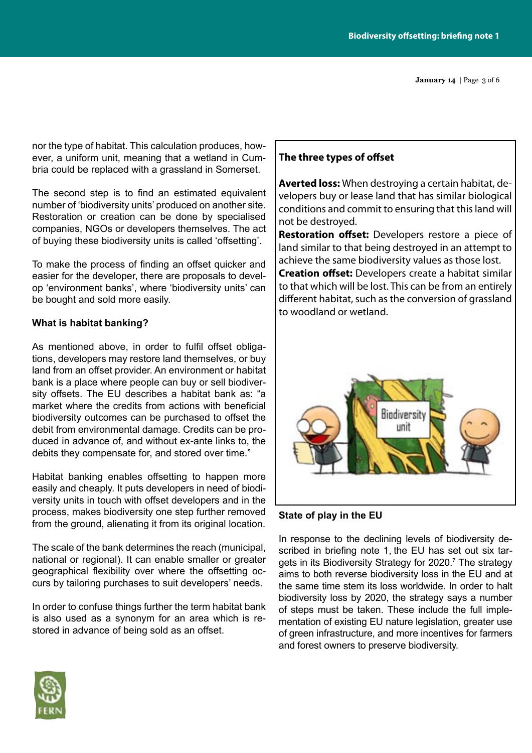nor the type of habitat. This calculation produces, however, a uniform unit, meaning that a wetland in Cumbria could be replaced with a grassland in Somerset.

The second step is to find an estimated equivalent number of 'biodiversity units' produced on another site. Restoration or creation can be done by specialised companies, NGOs or developers themselves. The act of buying these biodiversity units is called 'offsetting'.

To make the process of finding an offset quicker and easier for the developer, there are proposals to develop 'environment banks', where 'biodiversity units' can be bought and sold more easily.

### What is habitat banking?

As mentioned above, in order to fulfil offset obligations, developers may restore land themselves, or buy land from an offset provider. An environment or habitat bank is a place where people can buy or sell biodiversity offsets. The EU describes a habitat bank as: "a market where the credits from actions with beneficial biodiversity outcomes can be purchased to offset the debit from environmental damage. Credits can be produced in advance of, and without ex-ante links to, the debits they compensate for, and stored over time."

Habitat banking enables offsetting to happen more easily and cheaply. It puts developers in need of biodiversity units in touch with offset developers and in the process, makes biodiversity one step further removed from the ground, alienating it from its original location.

The scale of the bank determines the reach (municipal, national or regional). It can enable smaller or greater geographical flexibility over where the offsetting occurs by tailoring purchases to suit developers' needs.

In order to confuse things further the term habitat bank is also used as a synonym for an area which is restored in advance of being sold as an offset.

### The three types of offset

**Averted loss:** When destroying a certain habitat, developers buy or lease land that has similar biological conditions and commit to ensuring that this land will not be destroyed.
**Restoration offset:** Developers restore a piece of land similar to that being destroyed in an attempt to achieve the same biodiversity values as those lost.
**Creation offset:** Developers create a habitat similar to that which will be lost. This can be from an entirely different habitat, such as the conversion of grassland to woodland or wetland.

### State of play in the EU

In response to the declining levels of biodiversity described in briefing note 1, the EU has set out six targets in its Biodiversity Strategy for 2020.[7] The strategy aims to both reverse biodiversity loss in the EU and at the same time stem its loss worldwide. In order to halt biodiversity loss by 2020, the strategy says a number of steps must be taken. These include the full implementation of existing EU nature legislation, greater use of green infrastructure, and more incentives for farmers and forest owners to preserve biodiversity.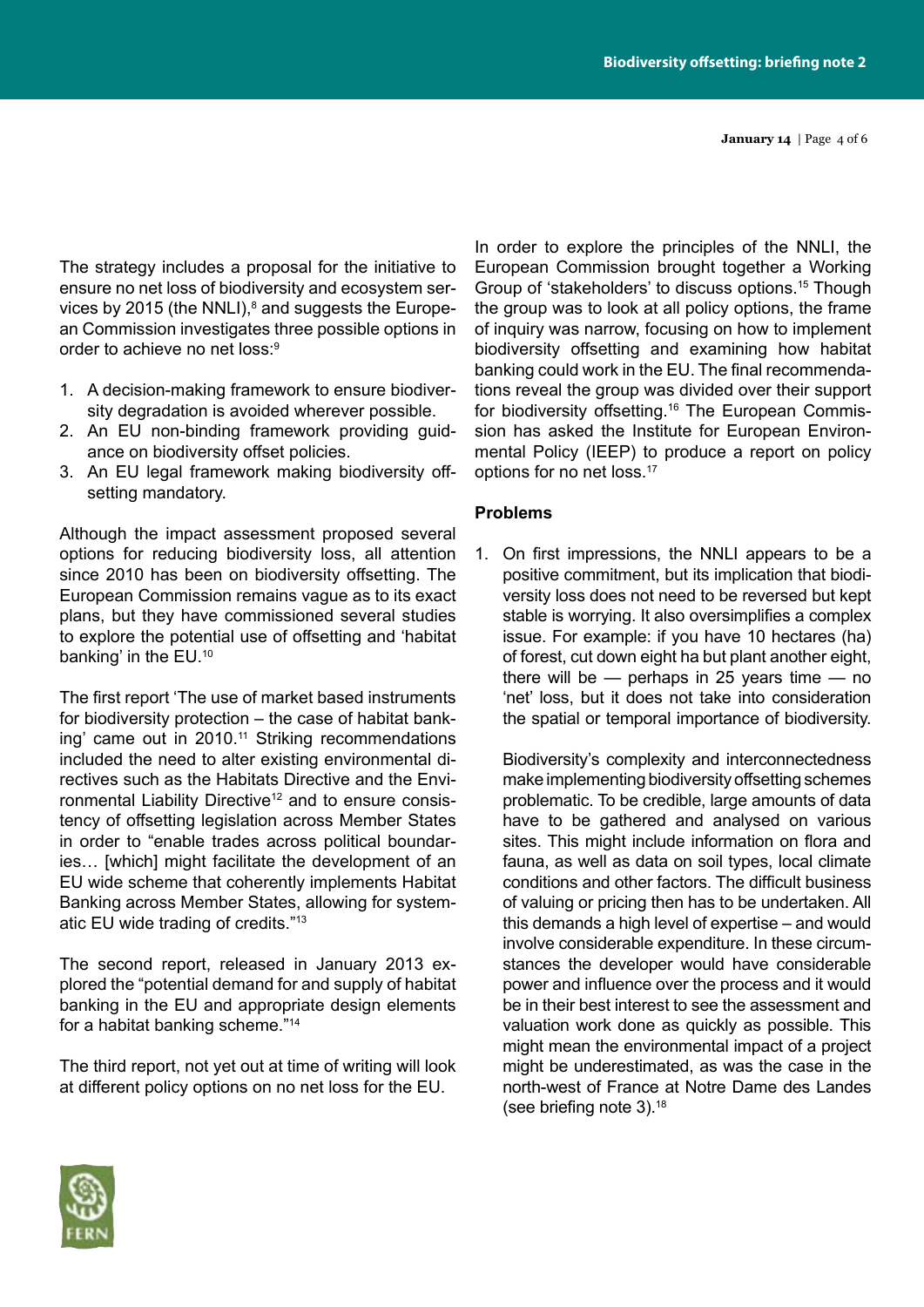The strategy includes a proposal for the initiative to ensure no net loss of biodiversity and ecosystem services by 2015 (the NNLI),[8] and suggests the European Commission investigates three possible options in order to achieve no net loss:[9]

1. A decision-making framework to ensure biodiversity degradation is avoided wherever possible.
2. An EU non-binding framework providing guidance on biodiversity offset policies.
3. An EU legal framework making biodiversity offsetting mandatory.

Although the impact assessment proposed several options for reducing biodiversity loss, all attention since 2010 has been on biodiversity offsetting. The European Commission remains vague as to its exact plans, but they have commissioned several studies to explore the potential use of offsetting and 'habitat banking' in the EU.[10]

The first report 'The use of market based instruments for biodiversity protection – the case of habitat banking' came out in 2010.[11] Striking recommendations included the need to alter existing environmental directives such as the Habitats Directive and the Environmental Liability Directive[12] and to ensure consistency of offsetting legislation across Member States in order to "enable trades across political boundaries… [which] might facilitate the development of an EU wide scheme that coherently implements Habitat Banking across Member States, allowing for systematic EU wide trading of credits."[13]

The second report, released in January 2013 explored the "potential demand for and supply of habitat banking in the EU and appropriate design elements for a habitat banking scheme."[14]

The third report, not yet out at time of writing will look at different policy options on no net loss for the EU.

In order to explore the principles of the NNLI, the European Commission brought together a Working Group of 'stakeholders' to discuss options.[15] Though the group was to look at all policy options, the frame of inquiry was narrow, focusing on how to implement biodiversity offsetting and examining how habitat banking could work in the EU. The final recommendations reveal the group was divided over their support for biodiversity offsetting.[16] The European Commission has asked the Institute for European Environmental Policy (IEEP) to produce a report on policy options for no net loss.[17]

**Problems**

1. On first impressions, the NNLI appears to be a positive commitment, but its implication that biodiversity loss does not need to be reversed but kept stable is worrying. It also oversimplifies a complex issue. For example: if you have 10 hectares (ha) of forest, cut down eight ha but plant another eight, there will be — perhaps in 25 years time — no 'net' loss, but it does not take into consideration the spatial or temporal importance of biodiversity.

   Biodiversity's complexity and interconnectedness make implementing biodiversity offsetting schemes problematic. To be credible, large amounts of data have to be gathered and analysed on various sites. This might include information on flora and fauna, as well as data on soil types, local climate conditions and other factors. The difficult business of valuing or pricing then has to be undertaken. All this demands a high level of expertise – and would involve considerable expenditure. In these circumstances the developer would have considerable power and influence over the process and it would be in their best interest to see the assessment and valuation work done as quickly as possible. This might mean the environmental impact of a project might be underestimated, as was the case in the north-west of France at Notre Dame des Landes (see briefing note 3).[18]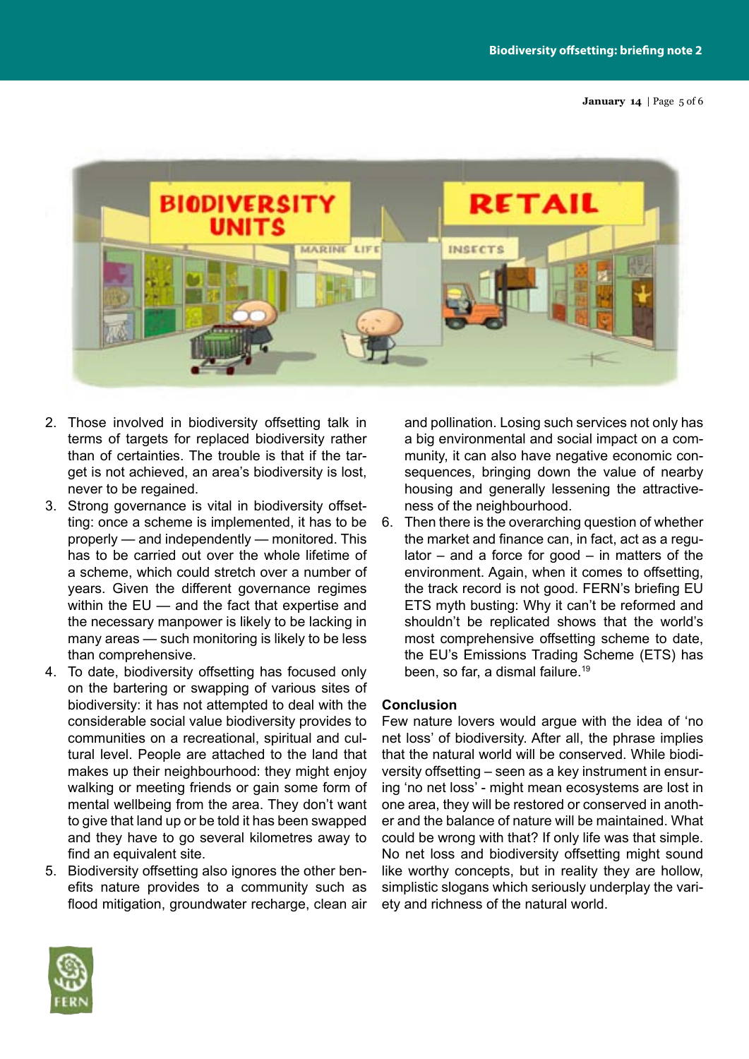2. Those involved in biodiversity offsetting talk in terms of targets for replaced biodiversity rather than of certainties. The trouble is that if the target is not achieved, an area's biodiversity is lost, never to be regained.
3. Strong governance is vital in biodiversity offsetting: once a scheme is implemented, it has to be properly — and independently — monitored. This has to be carried out over the whole lifetime of a scheme, which could stretch over a number of years. Given the different governance regimes within the EU — and the fact that expertise and the necessary manpower is likely to be lacking in many areas — such monitoring is likely to be less than comprehensive.
4. To date, biodiversity offsetting has focused only on the bartering or swapping of various sites of biodiversity: it has not attempted to deal with the considerable social value biodiversity provides to communities on a recreational, spiritual and cultural level. People are attached to the land that makes up their neighbourhood: they might enjoy walking or meeting friends or gain some form of mental wellbeing from the area. They don't want to give that land up or be told it has been swapped and they have to go several kilometres away to find an equivalent site.
5. Biodiversity offsetting also ignores the other benefits nature provides to a community such as flood mitigation, groundwater recharge, clean air and pollination. Losing such services not only has a big environmental and social impact on a community, it can also have negative economic consequences, bringing down the value of nearby housing and generally lessening the attractiveness of the neighbourhood.
6. Then there is the overarching question of whether the market and finance can, in fact, act as a regulator – and a force for good – in matters of the environment. Again, when it comes to offsetting, the track record is not good. FERN's briefing EU ETS myth busting: Why it can't be reformed and shouldn't be replicated shows that the world's most comprehensive offsetting scheme to date, the EU's Emissions Trading Scheme (ETS) has been, so far, a dismal failure.[19]

**Conclusion**

Few nature lovers would argue with the idea of 'no net loss' of biodiversity. After all, the phrase implies that the natural world will be conserved. While biodiversity offsetting – seen as a key instrument in ensuring 'no net loss' - might mean ecosystems are lost in one area, they will be restored or conserved in another area and the balance of nature will be maintained. What could be wrong with that? If only life was that simple. No net loss and biodiversity offsetting might sound like worthy concepts, but in reality they are hollow, simplistic slogans which seriously underplay the variety and richness of the natural world.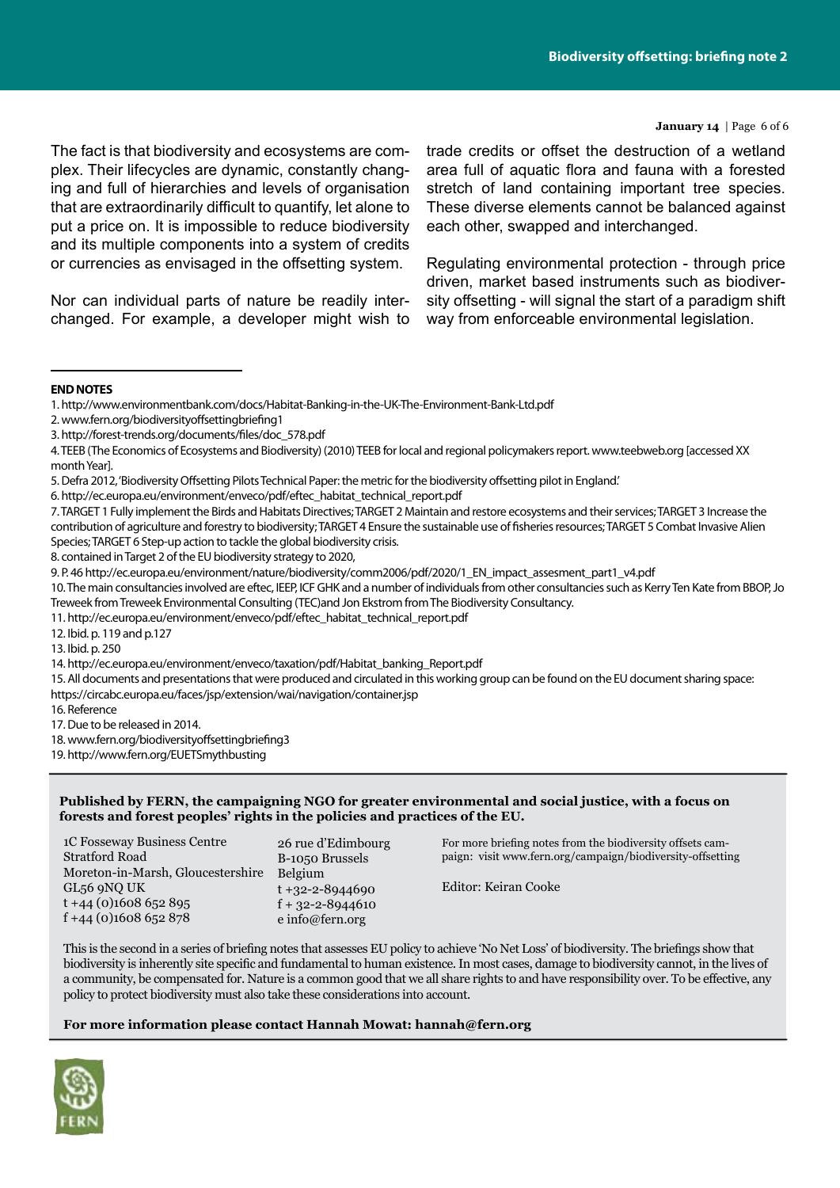The fact is that biodiversity and ecosystems are complex. Their lifecycles are dynamic, constantly changing and full of hierarchies and levels of organisation that are extraordinarily difficult to quantify, let alone to put a price on. It is impossible to reduce biodiversity and its multiple components into a system of credits or currencies as envisaged in the offsetting system.

Nor can individual parts of nature be readily interchanged. For example, a developer might wish to trade credits or offset the destruction of a wetland area full of aquatic flora and fauna with a forested stretch of land containing important tree species. These diverse elements cannot be balanced against each other, swapped and interchanged.

Regulating environmental protection - through price driven, market based instruments such as biodiversity offsetting - will signal the start of a paradigm shift way from enforceable environmental legislation.

**END NOTES**

1. http://www.environmentbank.com/docs/Habitat-Banking-in-the-UK-The-Environment-Bank-Ltd.pdf
2. www.fern.org/biodiversityoffsettingbriefing1
3. http://forest-trends.org/documents/files/doc_578.pdf
4. TEEB (The Economics of Ecosystems and Biodiversity) (2010) TEEB for local and regional policymakers report. www.teebweb.org [accessed XX month Year].
5. Defra 2012, 'Biodiversity Offsetting Pilots Technical Paper: the metric for the biodiversity offsetting pilot in England.'
6. http://ec.europa.eu/environment/enveco/pdf/eftec_habitat_technical_report.pdf
7. TARGET 1 Fully implement the Birds and Habitats Directives; TARGET 2 Maintain and restore ecosystems and their services; TARGET 3 Increase the contribution of agriculture and forestry to biodiversity; TARGET 4 Ensure the sustainable use of fisheries resources; TARGET 5 Combat Invasive Alien Species; TARGET 6 Step-up action to tackle the global biodiversity crisis.
8. contained in Target 2 of the EU biodiversity strategy to 2020,
9. P. 46 http://ec.europa.eu/environment/nature/biodiversity/comm2006/pdf/2020/1_EN_impact_assesment_part1_v4.pdf
10. The main consultancies involved are eftec, IEEP, ICF GHK and a number of individuals from other consultancies such as Kerry Ten Kate from BBOP, Jo Treweek from Treweek Environmental Consulting (TEC)and Jon Ekstrom from The Biodiversity Consultancy.
11. http://ec.europa.eu/environment/enveco/pdf/eftec_habitat_technical_report.pdf
12. Ibid. p. 119 and p.127
13. Ibid. p. 250
14. http://ec.europa.eu/environment/enveco/taxation/pdf/Habitat_banking_Report.pdf
15. All documents and presentations that were produced and circulated in this working group can be found on the EU document sharing space: https://circabc.europa.eu/faces/jsp/extension/wai/navigation/container.jsp
16. Reference
17. Due to be released in 2014.
18. www.fern.org/biodiversityoffsettingbriefing3
19. http://www.fern.org/EUETSmythbusting

**Published by FERN, the campaigning NGO for greater environmental and social justice, with a focus on forests and forest peoples' rights in the policies and practices of the EU.**

1C Fosseway Business Centre
Stratford Road
Moreton-in-Marsh, Gloucestershire
GL56 9NQ UK
t +44 (0)1608 652 895
f +44 (0)1608 652 878

26 rue d'Edimbourg
B-1050 Brussels
Belgium
t +32-2-8944690
f + 32-2-8944610
e info@fern.org

For more briefing notes from the biodiversity offsets campaign: visit www.fern.org/campaign/biodiversity-offsetting

Editor: Keiran Cooke

This is the second in a series of briefing notes that assesses EU policy to achieve 'No Net Loss' of biodiversity. The briefings show that biodiversity is inherently site specific and fundamental to human existence. In most cases, damage to biodiversity cannot, in the lives of a community, be compensated for. Nature is a common good that we all share rights to and have responsibility over. To be effective, any policy to protect biodiversity must also take these considerations into account.

**For more information please contact Hannah Mowat: hannah@fern.org**

FERN